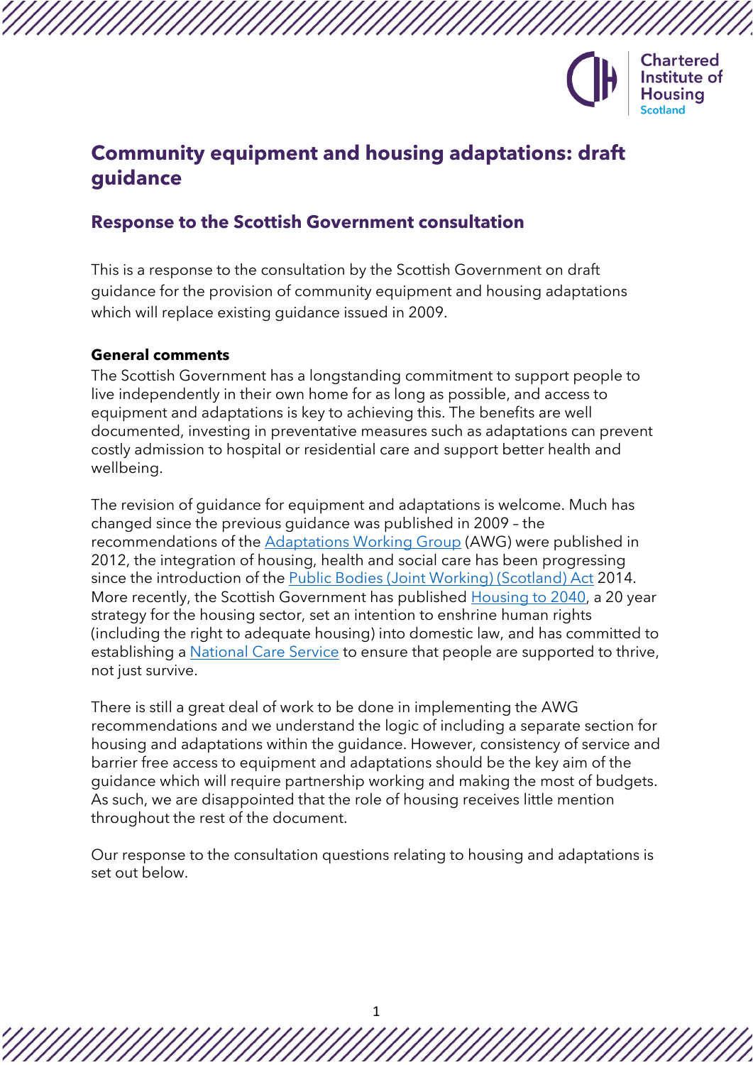# Community equipment and housing adaptations: draft guidance

## Response to the Scottish Government consultation

This is a response to the consultation by the Scottish Government on draft guidance for the provision of community equipment and housing adaptations which will replace existing guidance issued in 2009.

**General comments**

The Scottish Government has a longstanding commitment to support people to live independently in their own home for as long as possible, and access to equipment and adaptations is key to achieving this. The benefits are well documented, investing in preventative measures such as adaptations can prevent costly admission to hospital or residential care and support better health and wellbeing.

The revision of guidance for equipment and adaptations is welcome. Much has changed since the previous guidance was published in 2009 – the recommendations of the Adaptations Working Group (AWG) were published in 2012, the integration of housing, health and social care has been progressing since the introduction of the Public Bodies (Joint Working) (Scotland) Act 2014. More recently, the Scottish Government has published Housing to 2040, a 20 year strategy for the housing sector, set an intention to enshrine human rights (including the right to adequate housing) into domestic law, and has committed to establishing a National Care Service to ensure that people are supported to thrive, not just survive.

There is still a great deal of work to be done in implementing the AWG recommendations and we understand the logic of including a separate section for housing and adaptations within the guidance. However, consistency of service and barrier free access to equipment and adaptations should be the key aim of the guidance which will require partnership working and making the most of budgets. As such, we are disappointed that the role of housing receives little mention throughout the rest of the document.

Our response to the consultation questions relating to housing and adaptations is set out below.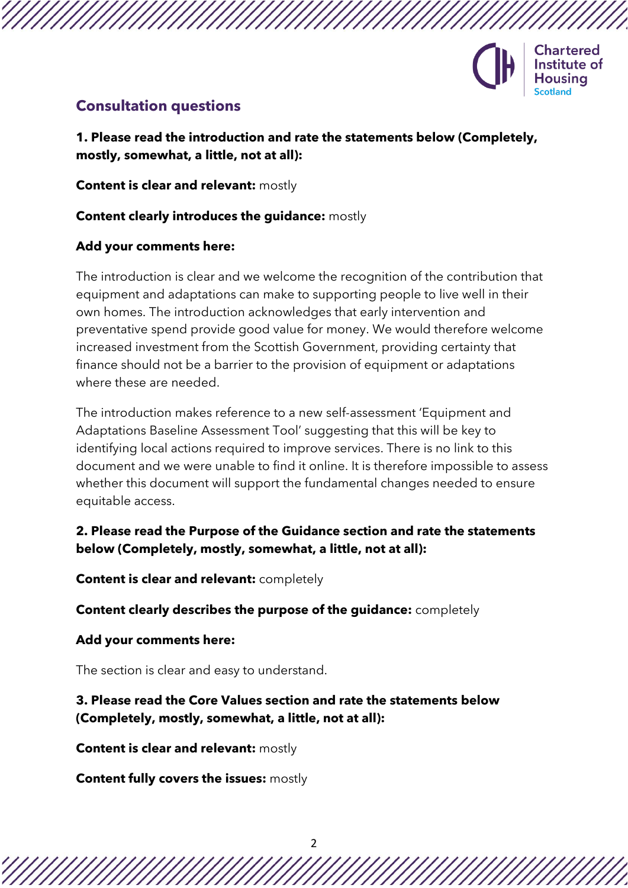## Consultation questions

**1. Please read the introduction and rate the statements below (Completely, mostly, somewhat, a little, not at all):**

**Content is clear and relevant:** mostly

**Content clearly introduces the guidance:** mostly

**Add your comments here:**

The introduction is clear and we welcome the recognition of the contribution that equipment and adaptations can make to supporting people to live well in their own homes. The introduction acknowledges that early intervention and preventative spend provide good value for money. We would therefore welcome increased investment from the Scottish Government, providing certainty that finance should not be a barrier to the provision of equipment or adaptations where these are needed.

The introduction makes reference to a new self-assessment 'Equipment and Adaptations Baseline Assessment Tool' suggesting that this will be key to identifying local actions required to improve services. There is no link to this document and we were unable to find it online. It is therefore impossible to assess whether this document will support the fundamental changes needed to ensure equitable access.

**2. Please read the Purpose of the Guidance section and rate the statements below (Completely, mostly, somewhat, a little, not at all):**

**Content is clear and relevant:** completely

**Content clearly describes the purpose of the guidance:** completely

**Add your comments here:**

The section is clear and easy to understand.

**3. Please read the Core Values section and rate the statements below (Completely, mostly, somewhat, a little, not at all):**

**Content is clear and relevant:** mostly

**Content fully covers the issues:** mostly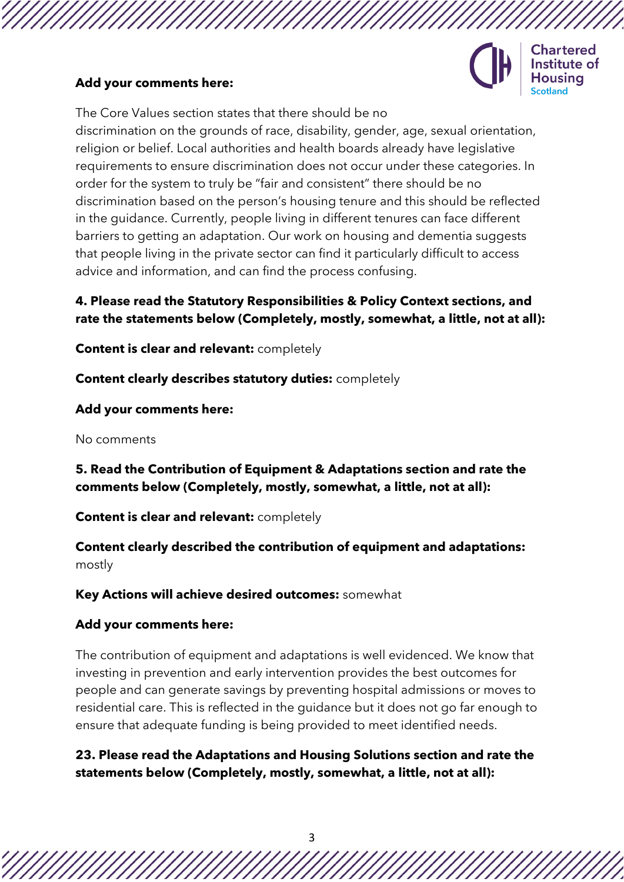**Add your comments here:**

The Core Values section states that there should be no discrimination on the grounds of race, disability, gender, age, sexual orientation, religion or belief. Local authorities and health boards already have legislative requirements to ensure discrimination does not occur under these categories. In order for the system to truly be "fair and consistent" there should be no discrimination based on the person's housing tenure and this should be reflected in the guidance. Currently, people living in different tenures can face different barriers to getting an adaptation. Our work on housing and dementia suggests that people living in the private sector can find it particularly difficult to access advice and information, and can find the process confusing.

**4. Please read the Statutory Responsibilities & Policy Context sections, and rate the statements below (Completely, mostly, somewhat, a little, not at all):**

**Content is clear and relevant:** completely

**Content clearly describes statutory duties:** completely

**Add your comments here:**

No comments

**5. Read the Contribution of Equipment & Adaptations section and rate the comments below (Completely, mostly, somewhat, a little, not at all):**

**Content is clear and relevant:** completely

**Content clearly described the contribution of equipment and adaptations:** mostly

**Key Actions will achieve desired outcomes:** somewhat

**Add your comments here:**

The contribution of equipment and adaptations is well evidenced. We know that investing in prevention and early intervention provides the best outcomes for people and can generate savings by preventing hospital admissions or moves to residential care. This is reflected in the guidance but it does not go far enough to ensure that adequate funding is being provided to meet identified needs.

**23. Please read the Adaptations and Housing Solutions section and rate the statements below (Completely, mostly, somewhat, a little, not at all):**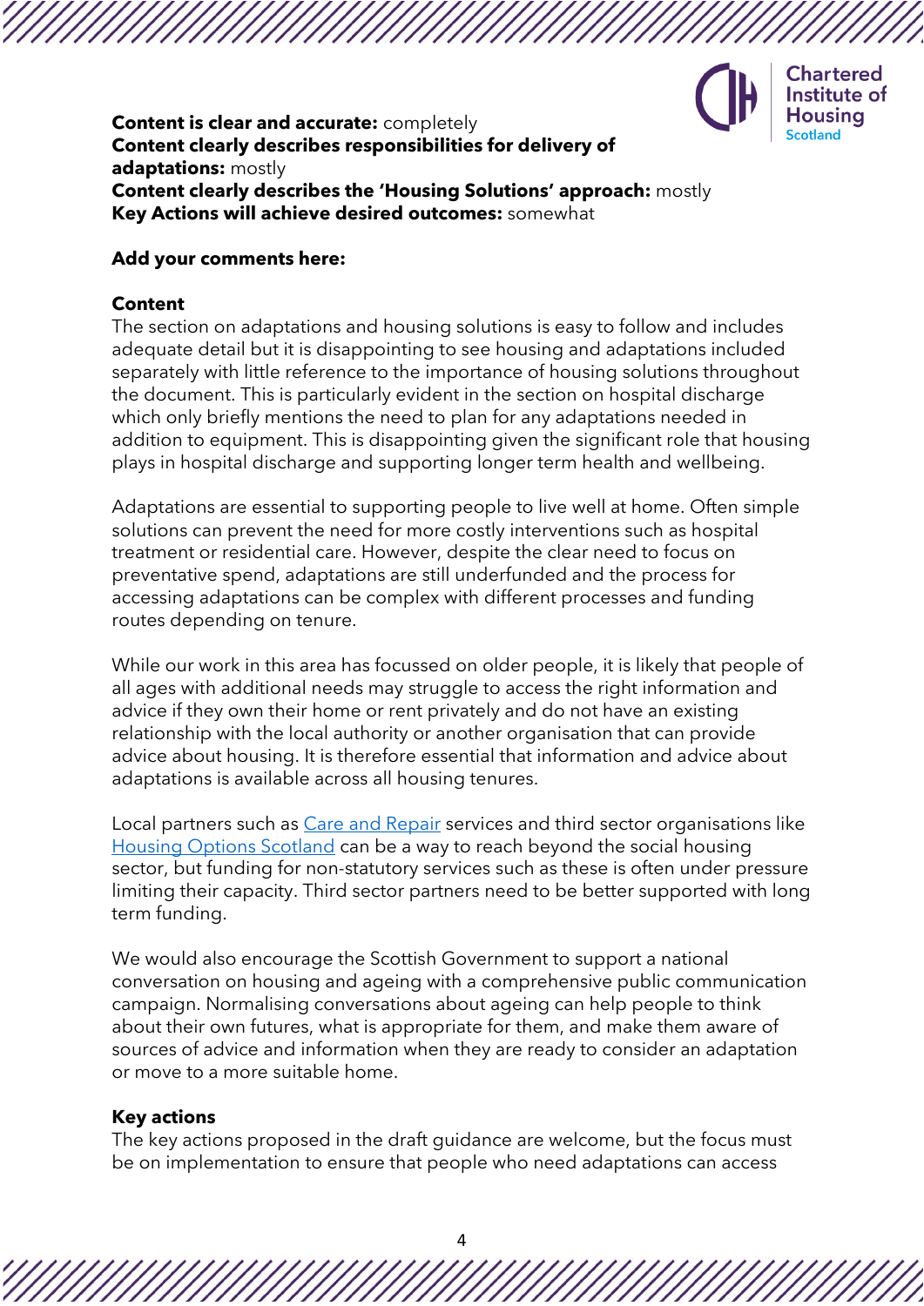**Content is clear and accurate:** completely
**Content clearly describes responsibilities for delivery of adaptations:** mostly
**Content clearly describes the 'Housing Solutions' approach:** mostly
**Key Actions will achieve desired outcomes:** somewhat

**Add your comments here:**

**Content**

The section on adaptations and housing solutions is easy to follow and includes adequate detail but it is disappointing to see housing and adaptations included separately with little reference to the importance of housing solutions throughout the document. This is particularly evident in the section on hospital discharge which only briefly mentions the need to plan for any adaptations needed in addition to equipment. This is disappointing given the significant role that housing plays in hospital discharge and supporting longer term health and wellbeing.

Adaptations are essential to supporting people to live well at home. Often simple solutions can prevent the need for more costly interventions such as hospital treatment or residential care. However, despite the clear need to focus on preventative spend, adaptations are still underfunded and the process for accessing adaptations can be complex with different processes and funding routes depending on tenure.

While our work in this area has focussed on older people, it is likely that people of all ages with additional needs may struggle to access the right information and advice if they own their home or rent privately and do not have an existing relationship with the local authority or another organisation that can provide advice about housing. It is therefore essential that information and advice about adaptations is available across all housing tenures.

Local partners such as Care and Repair services and third sector organisations like Housing Options Scotland can be a way to reach beyond the social housing sector, but funding for non-statutory services such as these is often under pressure limiting their capacity. Third sector partners need to be better supported with long term funding.

We would also encourage the Scottish Government to support a national conversation on housing and ageing with a comprehensive public communication campaign. Normalising conversations about ageing can help people to think about their own futures, what is appropriate for them, and make them aware of sources of advice and information when they are ready to consider an adaptation or move to a more suitable home.

**Key actions**

The key actions proposed in the draft guidance are welcome, but the focus must be on implementation to ensure that people who need adaptations can access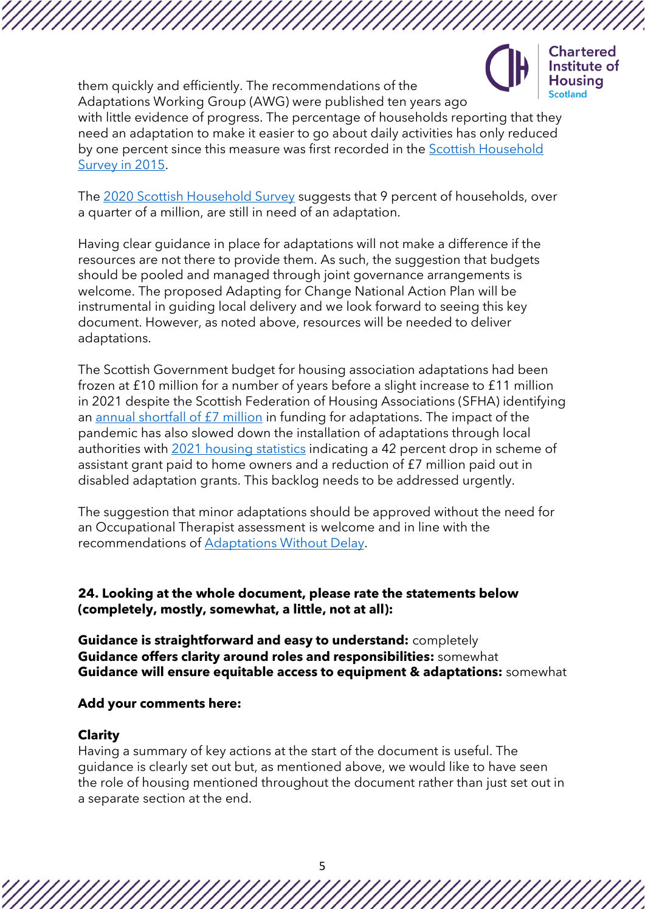them quickly and efficiently. The recommendations of the Adaptations Working Group (AWG) were published ten years ago with little evidence of progress. The percentage of households reporting that they need an adaptation to make it easier to go about daily activities has only reduced by one percent since this measure was first recorded in the Scottish Household Survey in 2015.

The 2020 Scottish Household Survey suggests that 9 percent of households, over a quarter of a million, are still in need of an adaptation.

Having clear guidance in place for adaptations will not make a difference if the resources are not there to provide them. As such, the suggestion that budgets should be pooled and managed through joint governance arrangements is welcome. The proposed Adapting for Change National Action Plan will be instrumental in guiding local delivery and we look forward to seeing this key document. However, as noted above, resources will be needed to deliver adaptations.

The Scottish Government budget for housing association adaptations had been frozen at £10 million for a number of years before a slight increase to £11 million in 2021 despite the Scottish Federation of Housing Associations (SFHA) identifying an annual shortfall of £7 million in funding for adaptations. The impact of the pandemic has also slowed down the installation of adaptations through local authorities with 2021 housing statistics indicating a 42 percent drop in scheme of assistant grant paid to home owners and a reduction of £7 million paid out in disabled adaptation grants. This backlog needs to be addressed urgently.

The suggestion that minor adaptations should be approved without the need for an Occupational Therapist assessment is welcome and in line with the recommendations of Adaptations Without Delay.

**24. Looking at the whole document, please rate the statements below (completely, mostly, somewhat, a little, not at all):**

**Guidance is straightforward and easy to understand:** completely
**Guidance offers clarity around roles and responsibilities:** somewhat
**Guidance will ensure equitable access to equipment & adaptations:** somewhat

**Add your comments here:**

**Clarity**
Having a summary of key actions at the start of the document is useful. The guidance is clearly set out but, as mentioned above, we would like to have seen the role of housing mentioned throughout the document rather than just set out in a separate section at the end.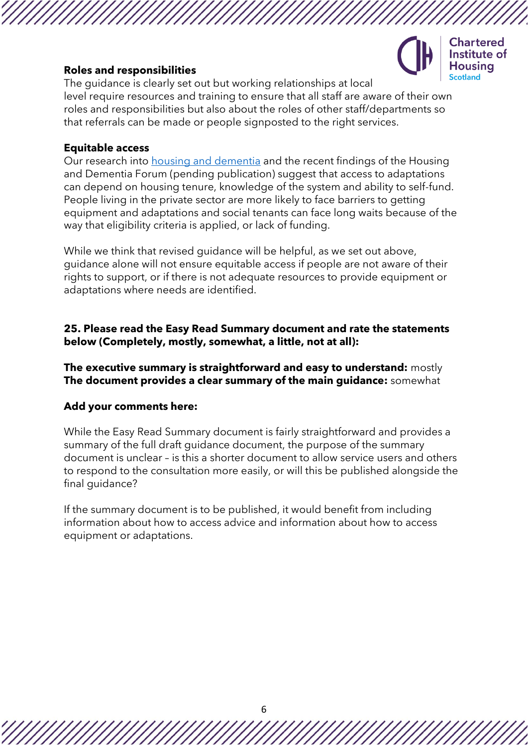**Roles and responsibilities**

The guidance is clearly set out but working relationships at local level require resources and training to ensure that all staff are aware of their own roles and responsibilities but also about the roles of other staff/departments so that referrals can be made or people signposted to the right services.

**Equitable access**

Our research into [housing and dementia] and the recent findings of the Housing and Dementia Forum (pending publication) suggest that access to adaptations can depend on housing tenure, knowledge of the system and ability to self-fund. People living in the private sector are more likely to face barriers to getting equipment and adaptations and social tenants can face long waits because of the way that eligibility criteria is applied, or lack of funding.

While we think that revised guidance will be helpful, as we set out above, guidance alone will not ensure equitable access if people are not aware of their rights to support, or if there is not adequate resources to provide equipment or adaptations where needs are identified.

**25. Please read the Easy Read Summary document and rate the statements below (Completely, mostly, somewhat, a little, not at all):**

**The executive summary is straightforward and easy to understand:** mostly
**The document provides a clear summary of the main guidance:** somewhat

**Add your comments here:**

While the Easy Read Summary document is fairly straightforward and provides a summary of the full draft guidance document, the purpose of the summary document is unclear – is this a shorter document to allow service users and others to respond to the consultation more easily, or will this be published alongside the final guidance?

If the summary document is to be published, it would benefit from including information about how to access advice and information about how to access equipment or adaptations.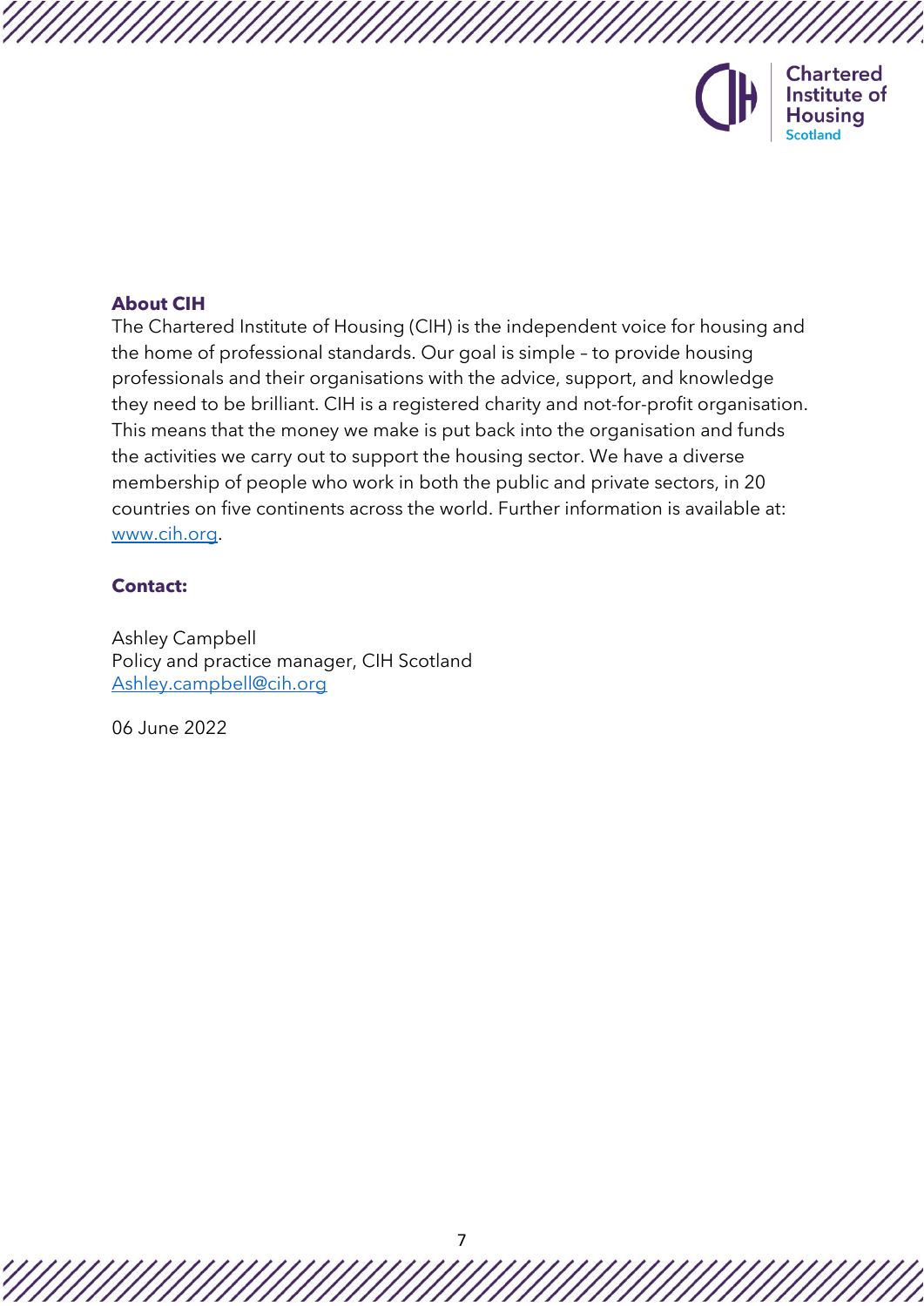**About CIH**

The Chartered Institute of Housing (CIH) is the independent voice for housing and the home of professional standards. Our goal is simple – to provide housing professionals and their organisations with the advice, support, and knowledge they need to be brilliant. CIH is a registered charity and not-for-profit organisation. This means that the money we make is put back into the organisation and funds the activities we carry out to support the housing sector. We have a diverse membership of people who work in both the public and private sectors, in 20 countries on five continents across the world. Further information is available at: [www.cih.org](http://www.cih.org).

**Contact:**

Ashley Campbell
Policy and practice manager, CIH Scotland
[Ashley.campbell@cih.org](mailto:Ashley.campbell@cih.org)

06 June 2022